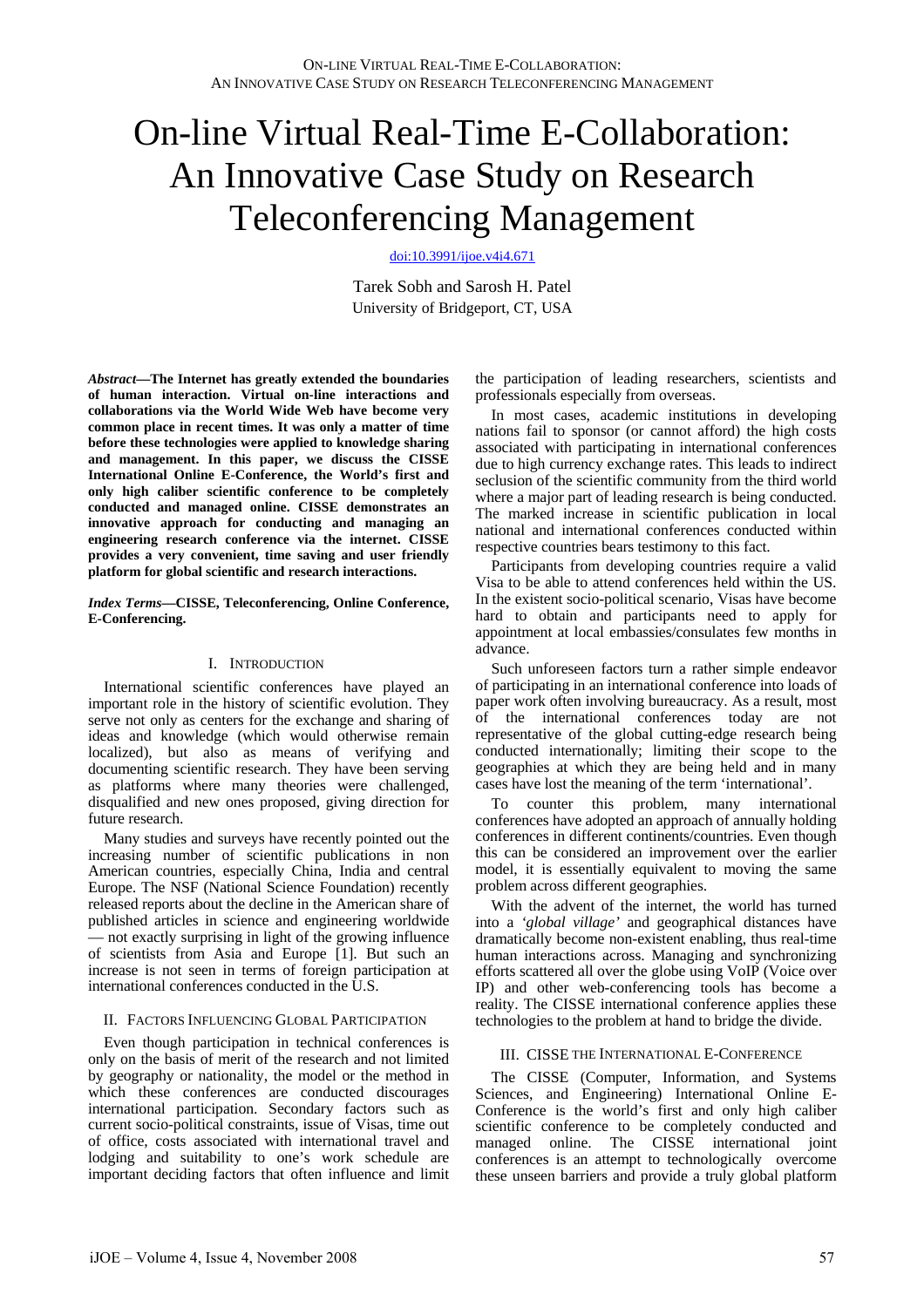# On-line Virtual Real-Time E-Collaboration: An Innovative Case Study on Research Teleconferencing Management

doi:10.3991/ijoe.v4i4.671

Tarek Sobh and Sarosh H. Patel
University of Bridgeport, CT, USA

***Abstract*—The Internet has greatly extended the boundaries of human interaction. Virtual on-line interactions and collaborations via the World Wide Web have become very common place in recent times. It was only a matter of time before these technologies were applied to knowledge sharing and management. In this paper, we discuss the CISSE International Online E-Conference, the World's first and only high caliber scientific conference to be completely conducted and managed online. CISSE demonstrates an innovative approach for conducting and managing an engineering research conference via the internet. CISSE provides a very convenient, time saving and user friendly platform for global scientific and research interactions.**

***Index Terms*—CISSE, Teleconferencing, Online Conference, E-Conferencing.**

## I. Introduction

International scientific conferences have played an important role in the history of scientific evolution. They serve not only as centers for the exchange and sharing of ideas and knowledge (which would otherwise remain localized), but also as means of verifying and documenting scientific research. They have been serving as platforms where many theories were challenged, disqualified and new ones proposed, giving direction for future research.

Many studies and surveys have recently pointed out the increasing number of scientific publications in non American countries, especially China, India and central Europe. The NSF (National Science Foundation) recently released reports about the decline in the American share of published articles in science and engineering worldwide — not exactly surprising in light of the growing influence of scientists from Asia and Europe [1]. But such an increase is not seen in terms of foreign participation at international conferences conducted in the U.S.

## II. Factors Influencing Global Participation

Even though participation in technical conferences is only on the basis of merit of the research and not limited by geography or nationality, the model or the method in which these conferences are conducted discourages international participation. Secondary factors such as current socio-political constraints, issue of Visas, time out of office, costs associated with international travel and lodging and suitability to one's work schedule are important deciding factors that often influence and limit the participation of leading researchers, scientists and professionals especially from overseas.

In most cases, academic institutions in developing nations fail to sponsor (or cannot afford) the high costs associated with participating in international conferences due to high currency exchange rates. This leads to indirect seclusion of the scientific community from the third world where a major part of leading research is being conducted. The marked increase in scientific publication in local national and international conferences conducted within respective countries bears testimony to this fact.

Participants from developing countries require a valid Visa to be able to attend conferences held within the US. In the existent socio-political scenario, Visas have become hard to obtain and participants need to apply for appointment at local embassies/consulates few months in advance.

Such unforeseen factors turn a rather simple endeavor of participating in an international conference into loads of paper work often involving bureaucracy. As a result, most of the international conferences today are not representative of the global cutting-edge research being conducted internationally; limiting their scope to the geographies at which they are being held and in many cases have lost the meaning of the term 'international'.

To counter this problem, many international conferences have adopted an approach of annually holding conferences in different continents/countries. Even though this can be considered an improvement over the earlier model, it is essentially equivalent to moving the same problem across different geographies.

With the advent of the internet, the world has turned into a *'global village'* and geographical distances have dramatically become non-existent enabling, thus real-time human interactions across. Managing and synchronizing efforts scattered all over the globe using VoIP (Voice over IP) and other web-conferencing tools has become a reality. The CISSE international conference applies these technologies to the problem at hand to bridge the divide.

## III. CISSE the International E-Conference

The CISSE (Computer, Information, and Systems Sciences, and Engineering) International Online E-Conference is the world's first and only high caliber scientific conference to be completely conducted and managed online. The CISSE international joint conferences is an attempt to technologically overcome these unseen barriers and provide a truly global platform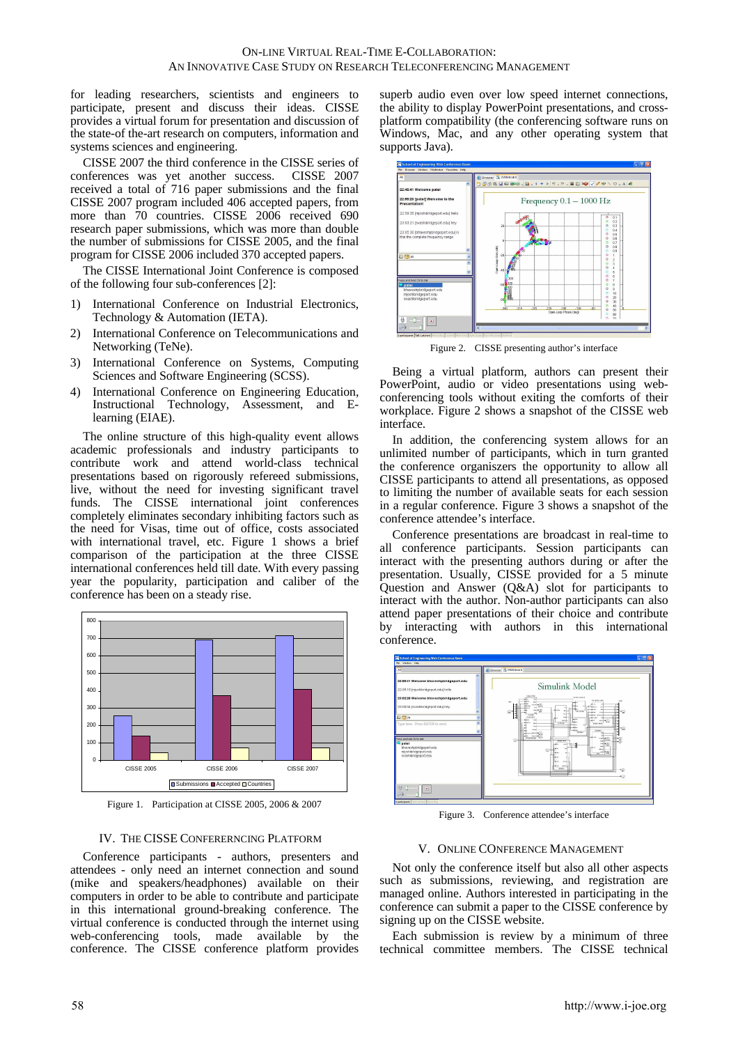for leading researchers, scientists and engineers to participate, present and discuss their ideas. CISSE provides a virtual forum for presentation and discussion of the state-of-the-art research on computers, information and systems sciences and engineering.

CISSE 2007 the third conference in the CISSE series of conferences was yet another success. CISSE 2007 received a total of 716 paper submissions and the final CISSE 2007 program included 406 accepted papers, from more than 70 countries. CISSE 2006 received 690 research paper submissions, which was more than double the number of submissions for CISSE 2005, and the final program for CISSE 2006 included 370 accepted papers.

The CISSE International Joint Conference is composed of the following four sub-conferences [2]:

1) International Conference on Industrial Electronics, Technology & Automation (IETA).
2) International Conference on Telecommunications and Networking (TeNe).
3) International Conference on Systems, Computing Sciences and Software Engineering (SCSS).
4) International Conference on Engineering Education, Instructional Technology, Assessment, and E-learning (EIAE).

The online structure of this high-quality event allows academic professionals and industry participants to contribute work and attend world-class technical presentations based on rigorously refereed submissions, live, without the need for investing significant travel funds. The CISSE international joint conferences completely eliminates secondary inhibiting factors such as the need for Visas, time out of office, costs associated with international travel, etc. Figure 1 shows a brief comparison of the participation at the three CISSE international conferences held till date. With every passing year the popularity, participation and caliber of the conference has been on a steady rise.

Figure 1. Participation at CISSE 2005, 2006 & 2007

## IV. The CISSE Confererncing Platform

Conference participants - authors, presenters and attendees - only need an internet connection and sound (mike and speakers/headphones) available on their computers in order to be able to contribute and participate in this international ground-breaking conference. The virtual conference is conducted through the internet using web-conferencing tools, made available by the conference. The CISSE conference platform provides superb audio even over low speed internet connections, the ability to display PowerPoint presentations, and cross-platform compatibility (the conferencing software runs on Windows, Mac, and any other operating system that supports Java).

Figure 2. CISSE presenting author's interface

Being a virtual platform, authors can present their PowerPoint, audio or video presentations using web-conferencing tools without exiting the comforts of their workplace. Figure 2 shows a snapshot of the CISSE web interface.

In addition, the conferencing system allows for an unlimited number of participants, which in turn granted the conference organiszers the opportunity to allow all CISSE participants to attend all presentations, as opposed to limiting the number of available seats for each session in a regular conference. Figure 3 shows a snapshot of the conference attendee's interface.

Conference presentations are broadcast in real-time to all conference participants. Session participants can interact with the presenting authors during or after the presentation. Usually, CISSE provided for a 5 minute Question and Answer (Q&A) slot for participants to interact with the author. Non-author participants can also attend paper presentations of their choice and contribute by interacting with authors in this international conference.

Figure 3. Conference attendee's interface

## V. Online Conference Management

Not only the conference itself but also all other aspects such as submissions, reviewing, and registration are managed online. Authors interested in participating in the conference can submit a paper to the CISSE conference by signing up on the CISSE website.

Each submission is review by a minimum of three technical committee members. The CISSE technical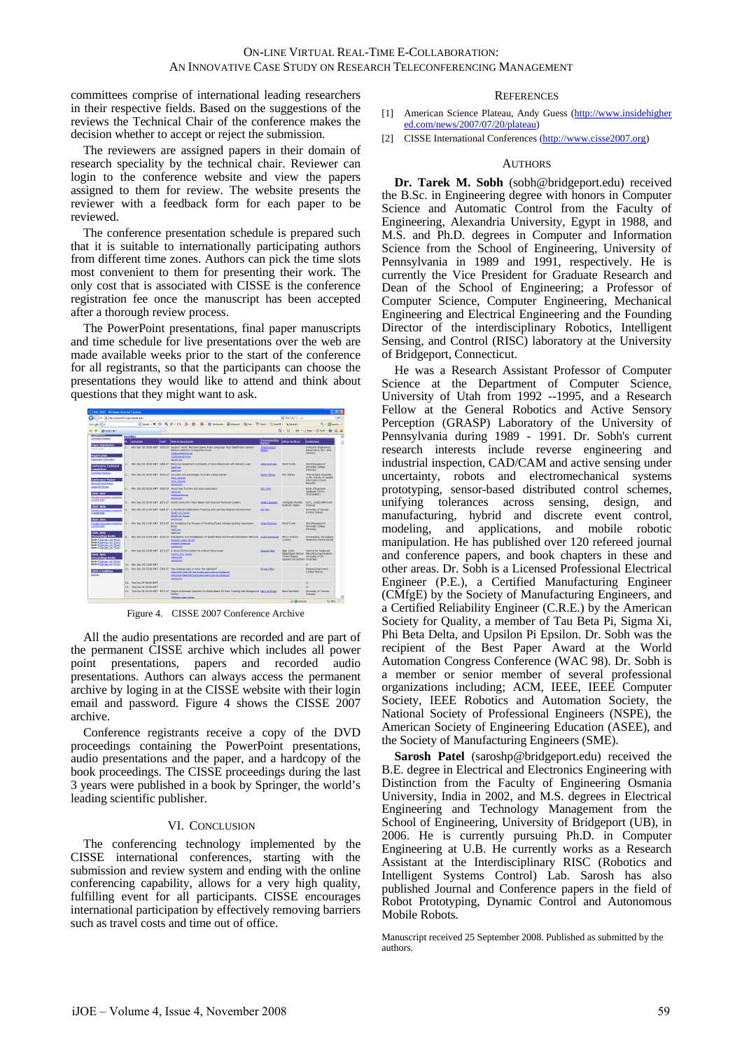committees comprise of international leading researchers in their respective fields. Based on the suggestions of the reviews the Technical Chair of the conference makes the decision whether to accept or reject the submission.

The reviewers are assigned papers in their domain of research speciality by the technical chair. Reviewer can login to the conference website and view the papers assigned to them for review. The website presents the reviewer with a feedback form for each paper to be reviewed.

The conference presentation schedule is prepared such that it is suitable to internationally participating authors from different time zones. Authors can pick the time slots most convenient to them for presenting their work. The only cost that is associated with CISSE is the conference registration fee once the manuscript has been accepted after a thorough review process.

The PowerPoint presentations, final paper manuscripts and time schedule for live presentations over the web are made available weeks prior to the start of the conference for all registrants, so that the participants can choose the presentations they would like to attend and think about questions that they might want to ask.

Figure 4. CISSE 2007 Conference Archive

All the audio presentations are recorded and are part of the permanent CISSE archive which includes all power point presentations, papers and recorded audio presentations. Authors can always access the permanent archive by loging in at the CISSE website with their login email and password. Figure 4 shows the CISSE 2007 archive.

Conference registrants receive a copy of the DVD proceedings containing the PowerPoint presentations, audio presentations and the paper, and a hardcopy of the book proceedings. The CISSE proceedings during the last 3 years were published in a book by Springer, the world's leading scientific publisher.

## VI. Conclusion

The conferencing technology implemented by the CISSE international conferences, starting with the submission and review system and ending with the online conferencing capability, allows for a very high quality, fulfilling event for all participants. CISSE encourages international participation by effectively removing barriers such as travel costs and time out of office.

## References

[1] American Science Plateau, Andy Guess (http://www.insidehighered.com/news/2007/07/20/plateau)

[2] CISSE International Conferences (http://www.cisse2007.org)

## Authors

**Dr. Tarek M. Sobh** (sobh@bridgeport.edu) received the B.Sc. in Engineering degree with honors in Computer Science and Automatic Control from the Faculty of Engineering, Alexandria University, Egypt in 1988, and M.S. and Ph.D. degrees in Computer and Information Science from the School of Engineering, University of Pennsylvania in 1989 and 1991, respectively. He is currently the Vice President for Graduate Research and Dean of the School of Engineering; a Professor of Computer Science, Computer Engineering, Mechanical Engineering and Electrical Engineering and the Founding Director of the interdisciplinary Robotics, Intelligent Sensing, and Control (RISC) laboratory at the University of Bridgeport, Connecticut.

He was a Research Assistant Professor of Computer Science at the Department of Computer Science, University of Utah from 1992 --1995, and a Research Fellow at the General Robotics and Active Sensory Perception (GRASP) Laboratory of the University of Pennsylvania during 1989 - 1991. Dr. Sobh's current research interests include reverse engineering and industrial inspection, CAD/CAM and active sensing under uncertainty, robots and electromechanical systems prototyping, sensor-based distributed control schemes, unifying tolerances across sensing, design, and manufacturing, hybrid and discrete event control, modeling, and applications, and mobile robotic manipulation. He has published over 120 refereed journal and conference papers, and book chapters in these and other areas. Dr. Sobh is a Licensed Professional Electrical Engineer (P.E.), a Certified Manufacturing Engineer (CMfgE) by the Society of Manufacturing Engineers, and a Certified Reliability Engineer (C.R.E.) by the American Society for Quality, a member of Tau Beta Pi, Sigma Xi, Phi Beta Delta, and Upsilon Pi Epsilon. Dr. Sobh was the recipient of the Best Paper Award at the World Automation Congress Conference (WAC 98). Dr. Sobh is a member or senior member of several professional organizations including; ACM, IEEE, IEEE Computer Society, IEEE Robotics and Automation Society, the National Society of Professional Engineers (NSPE), the American Society of Engineering Education (ASEE), and the Society of Manufacturing Engineers (SME).

**Sarosh Patel** (saroshp@bridgeport.edu) received the B.E. degree in Electrical and Electronics Engineering with Distinction from the Faculty of Engineering Osmania University, India in 2002, and M.S. degrees in Electrical Engineering and Technology Management from the School of Engineering, University of Bridgeport (UB), in 2006. He is currently pursuing Ph.D. in Computer Engineering at U.B. He currently works as a Research Assistant at the Interdisciplinary RISC (Robotics and Intelligent Systems Control) Lab. Sarosh has also published Journal and Conference papers in the field of Robot Prototyping, Dynamic Control and Autonomous Mobile Robots.

Manuscript received 25 September 2008. Published as submitted by the authors.